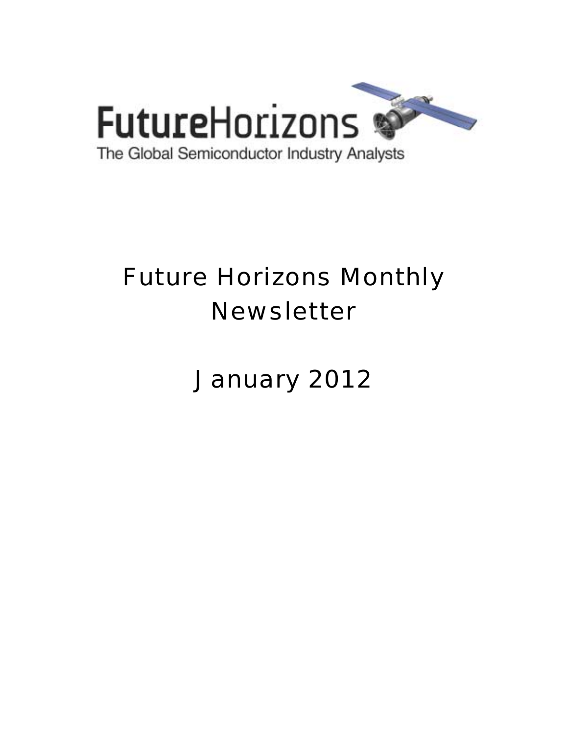FutureHorizons

The Global Semiconductor Industry Analysts

# Future Horizons Monthly Newsletter

# January 2012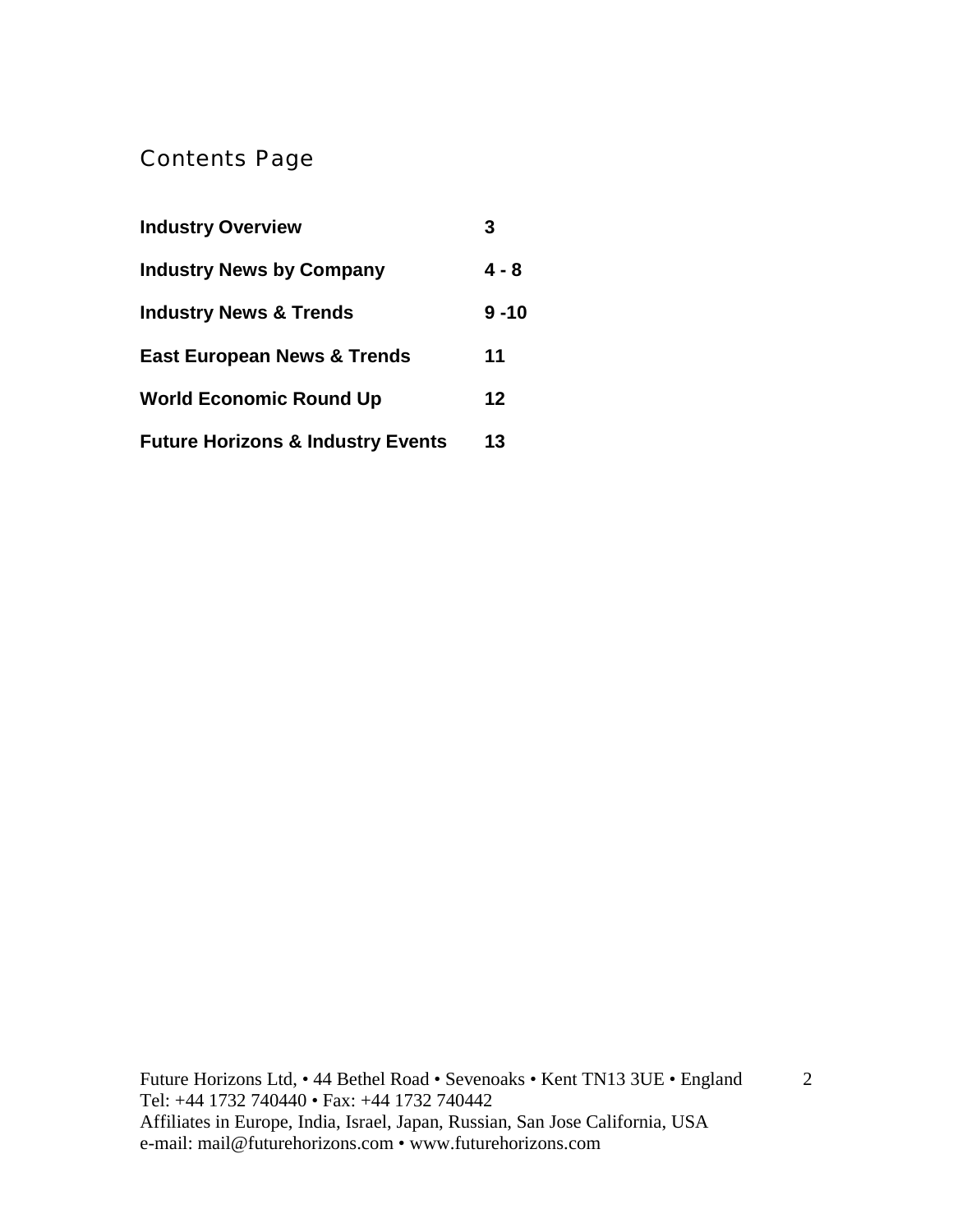# Contents Page

| | |
|---|---|
| **Industry Overview** | **3** |
| **Industry News by Company** | **4 - 8** |
| **Industry News & Trends** | **9 -10** |
| **East European News & Trends** | **11** |
| **World Economic Round Up** | **12** |
| **Future Horizons & Industry Events** | **13** |

Future Horizons Ltd, • 44 Bethel Road • Sevenoaks • Kent TN13 3UE • England
Tel: +44 1732 740440 • Fax: +44 1732 740442
Affiliates in Europe, India, Israel, Japan, Russian, San Jose California, USA
e-mail: mail@futurehorizons.com • www.futurehorizons.com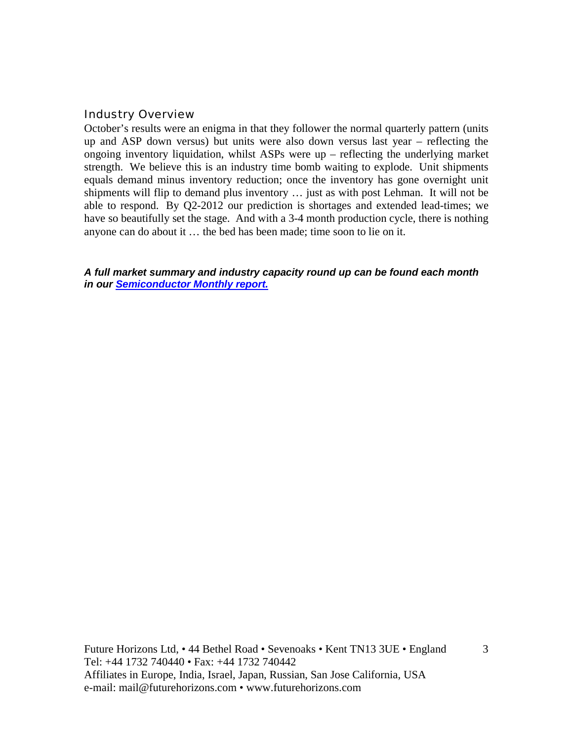## Industry Overview

October's results were an enigma in that they follower the normal quarterly pattern (units up and ASP down versus) but units were also down versus last year – reflecting the ongoing inventory liquidation, whilst ASPs were up – reflecting the underlying market strength. We believe this is an industry time bomb waiting to explode. Unit shipments equals demand minus inventory reduction; once the inventory has gone overnight unit shipments will flip to demand plus inventory … just as with post Lehman. It will not be able to respond. By Q2-2012 our prediction is shortages and extended lead-times; we have so beautifully set the stage. And with a 3-4 month production cycle, there is nothing anyone can do about it … the bed has been made; time soon to lie on it.

***A full market summary and industry capacity round up can be found each month in our [Semiconductor Monthly report.](#)***

Future Horizons Ltd, • 44 Bethel Road • Sevenoaks • Kent TN13 3UE • England
Tel: +44 1732 740440 • Fax: +44 1732 740442
Affiliates in Europe, India, Israel, Japan, Russian, San Jose California, USA
e-mail: mail@futurehorizons.com • www.futurehorizons.com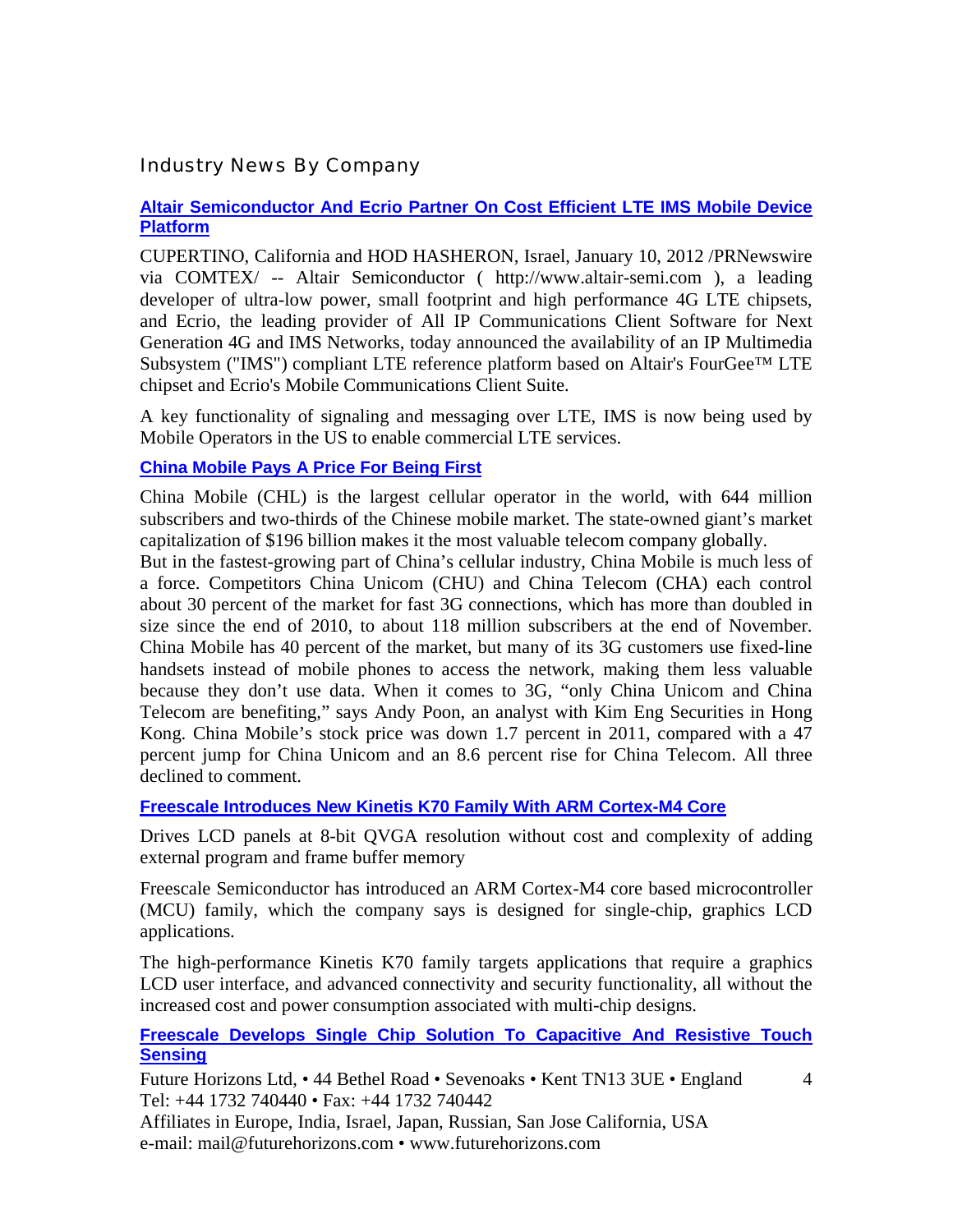## Industry News By Company

### Altair Semiconductor And Ecrio Partner On Cost Efficient LTE IMS Mobile Device Platform

CUPERTINO, California and HOD HASHERON, Israel, January 10, 2012 /PRNewswire via COMTEX/ -- Altair Semiconductor ( http://www.altair-semi.com ), a leading developer of ultra-low power, small footprint and high performance 4G LTE chipsets, and Ecrio, the leading provider of All IP Communications Client Software for Next Generation 4G and IMS Networks, today announced the availability of an IP Multimedia Subsystem ("IMS") compliant LTE reference platform based on Altair's FourGee™ LTE chipset and Ecrio's Mobile Communications Client Suite.

A key functionality of signaling and messaging over LTE, IMS is now being used by Mobile Operators in the US to enable commercial LTE services.

### China Mobile Pays A Price For Being First

China Mobile (CHL) is the largest cellular operator in the world, with 644 million subscribers and two-thirds of the Chinese mobile market. The state-owned giant's market capitalization of $196 billion makes it the most valuable telecom company globally.
But in the fastest-growing part of China's cellular industry, China Mobile is much less of a force. Competitors China Unicom (CHU) and China Telecom (CHA) each control about 30 percent of the market for fast 3G connections, which has more than doubled in size since the end of 2010, to about 118 million subscribers at the end of November. China Mobile has 40 percent of the market, but many of its 3G customers use fixed-line handsets instead of mobile phones to access the network, making them less valuable because they don't use data. When it comes to 3G, "only China Unicom and China Telecom are benefiting," says Andy Poon, an analyst with Kim Eng Securities in Hong Kong. China Mobile's stock price was down 1.7 percent in 2011, compared with a 47 percent jump for China Unicom and an 8.6 percent rise for China Telecom. All three declined to comment.

### Freescale Introduces New Kinetis K70 Family With ARM Cortex-M4 Core

Drives LCD panels at 8-bit QVGA resolution without cost and complexity of adding external program and frame buffer memory

Freescale Semiconductor has introduced an ARM Cortex-M4 core based microcontroller (MCU) family, which the company says is designed for single-chip, graphics LCD applications.

The high-performance Kinetis K70 family targets applications that require a graphics LCD user interface, and advanced connectivity and security functionality, all without the increased cost and power consumption associated with multi-chip designs.

### Freescale Develops Single Chip Solution To Capacitive And Resistive Touch Sensing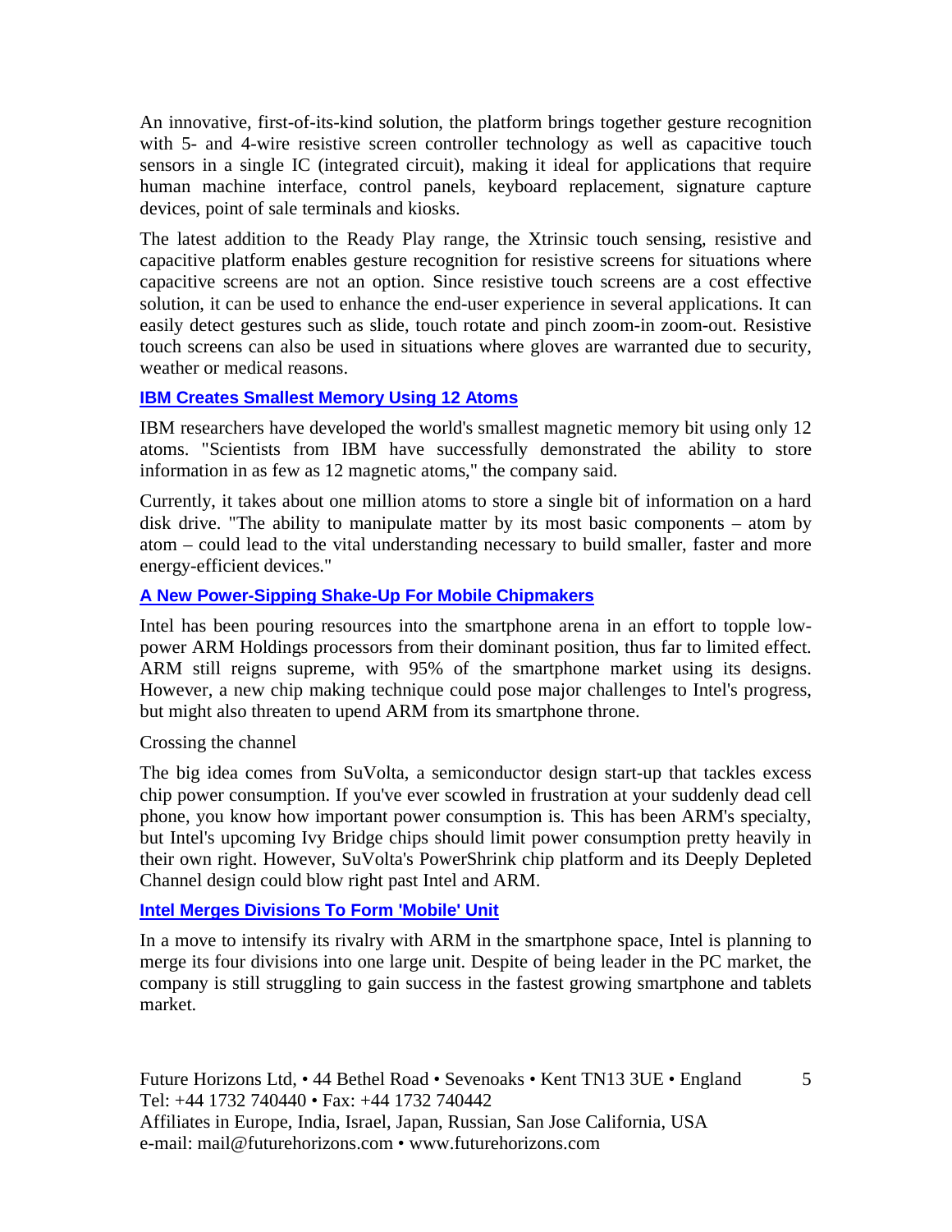An innovative, first-of-its-kind solution, the platform brings together gesture recognition with 5- and 4-wire resistive screen controller technology as well as capacitive touch sensors in a single IC (integrated circuit), making it ideal for applications that require human machine interface, control panels, keyboard replacement, signature capture devices, point of sale terminals and kiosks.

The latest addition to the Ready Play range, the Xtrinsic touch sensing, resistive and capacitive platform enables gesture recognition for resistive screens for situations where capacitive screens are not an option. Since resistive touch screens are a cost effective solution, it can be used to enhance the end-user experience in several applications. It can easily detect gestures such as slide, touch rotate and pinch zoom-in zoom-out. Resistive touch screens can also be used in situations where gloves are warranted due to security, weather or medical reasons.

### IBM Creates Smallest Memory Using 12 Atoms

IBM researchers have developed the world's smallest magnetic memory bit using only 12 atoms. "Scientists from IBM have successfully demonstrated the ability to store information in as few as 12 magnetic atoms," the company said.

Currently, it takes about one million atoms to store a single bit of information on a hard disk drive. "The ability to manipulate matter by its most basic components – atom by atom – could lead to the vital understanding necessary to build smaller, faster and more energy-efficient devices."

### A New Power-Sipping Shake-Up For Mobile Chipmakers

Intel has been pouring resources into the smartphone arena in an effort to topple low-power ARM Holdings processors from their dominant position, thus far to limited effect. ARM still reigns supreme, with 95% of the smartphone market using its designs. However, a new chip making technique could pose major challenges to Intel's progress, but might also threaten to upend ARM from its smartphone throne.

Crossing the channel

The big idea comes from SuVolta, a semiconductor design start-up that tackles excess chip power consumption. If you've ever scowled in frustration at your suddenly dead cell phone, you know how important power consumption is. This has been ARM's specialty, but Intel's upcoming Ivy Bridge chips should limit power consumption pretty heavily in their own right. However, SuVolta's PowerShrink chip platform and its Deeply Depleted Channel design could blow right past Intel and ARM.

### Intel Merges Divisions To Form 'Mobile' Unit

In a move to intensify its rivalry with ARM in the smartphone space, Intel is planning to merge its four divisions into one large unit. Despite of being leader in the PC market, the company is still struggling to gain success in the fastest growing smartphone and tablets market.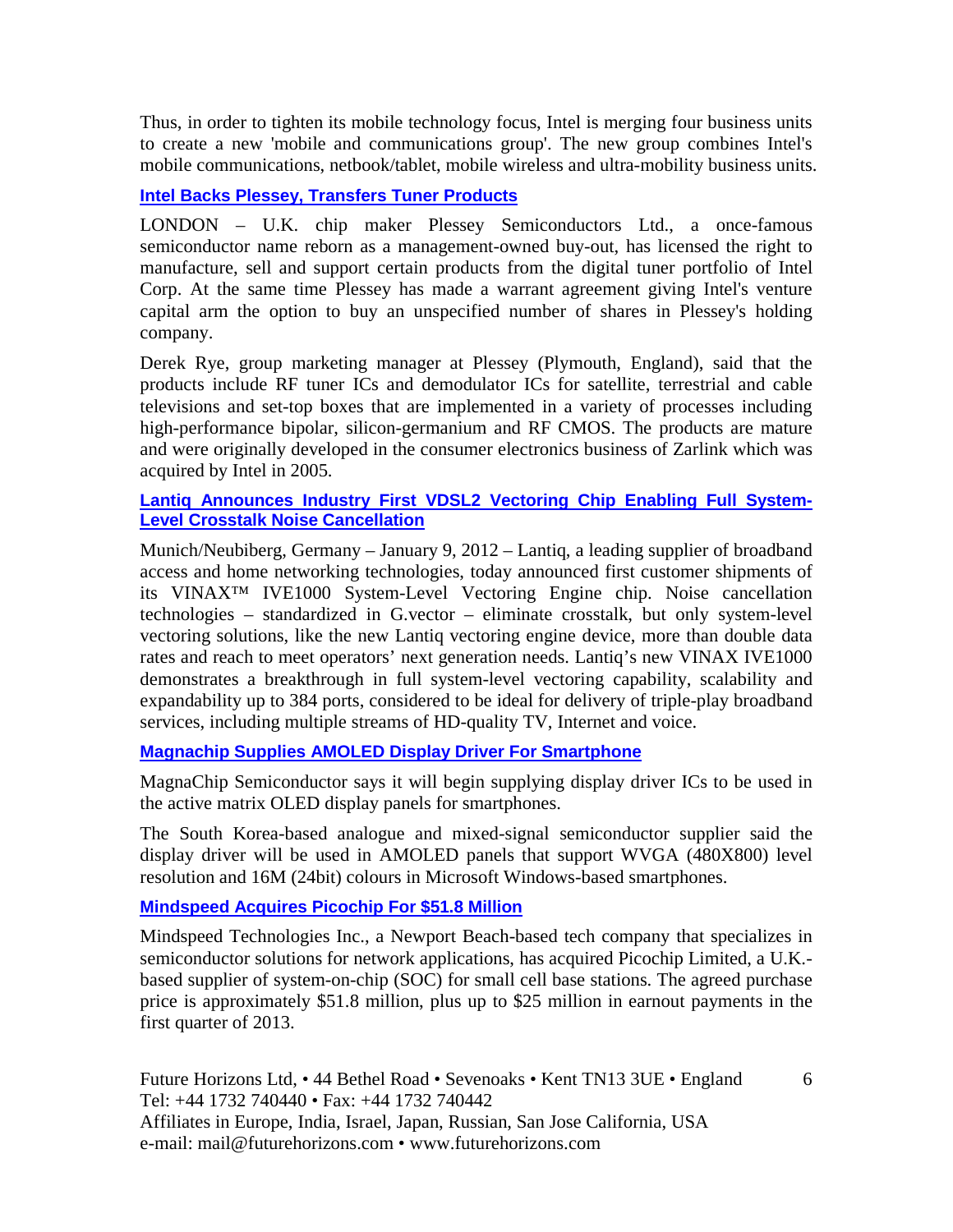Thus, in order to tighten its mobile technology focus, Intel is merging four business units to create a new 'mobile and communications group'. The new group combines Intel's mobile communications, netbook/tablet, mobile wireless and ultra-mobility business units.

### Intel Backs Plessey, Transfers Tuner Products

LONDON – U.K. chip maker Plessey Semiconductors Ltd., a once-famous semiconductor name reborn as a management-owned buy-out, has licensed the right to manufacture, sell and support certain products from the digital tuner portfolio of Intel Corp. At the same time Plessey has made a warrant agreement giving Intel's venture capital arm the option to buy an unspecified number of shares in Plessey's holding company.

Derek Rye, group marketing manager at Plessey (Plymouth, England), said that the products include RF tuner ICs and demodulator ICs for satellite, terrestrial and cable televisions and set-top boxes that are implemented in a variety of processes including high-performance bipolar, silicon-germanium and RF CMOS. The products are mature and were originally developed in the consumer electronics business of Zarlink which was acquired by Intel in 2005.

### Lantiq Announces Industry First VDSL2 Vectoring Chip Enabling Full System-Level Crosstalk Noise Cancellation

Munich/Neubiberg, Germany – January 9, 2012 – Lantiq, a leading supplier of broadband access and home networking technologies, today announced first customer shipments of its VINAX™ IVE1000 System-Level Vectoring Engine chip. Noise cancellation technologies – standardized in G.vector – eliminate crosstalk, but only system-level vectoring solutions, like the new Lantiq vectoring engine device, more than double data rates and reach to meet operators' next generation needs. Lantiq's new VINAX IVE1000 demonstrates a breakthrough in full system-level vectoring capability, scalability and expandability up to 384 ports, considered to be ideal for delivery of triple-play broadband services, including multiple streams of HD-quality TV, Internet and voice.

### Magnachip Supplies AMOLED Display Driver For Smartphone

MagnaChip Semiconductor says it will begin supplying display driver ICs to be used in the active matrix OLED display panels for smartphones.

The South Korea-based analogue and mixed-signal semiconductor supplier said the display driver will be used in AMOLED panels that support WVGA (480X800) level resolution and 16M (24bit) colours in Microsoft Windows-based smartphones.

### Mindspeed Acquires Picochip For $51.8 Million

Mindspeed Technologies Inc., a Newport Beach-based tech company that specializes in semiconductor solutions for network applications, has acquired Picochip Limited, a U.K.-based supplier of system-on-chip (SOC) for small cell base stations. The agreed purchase price is approximately $51.8 million, plus up to $25 million in earnout payments in the first quarter of 2013.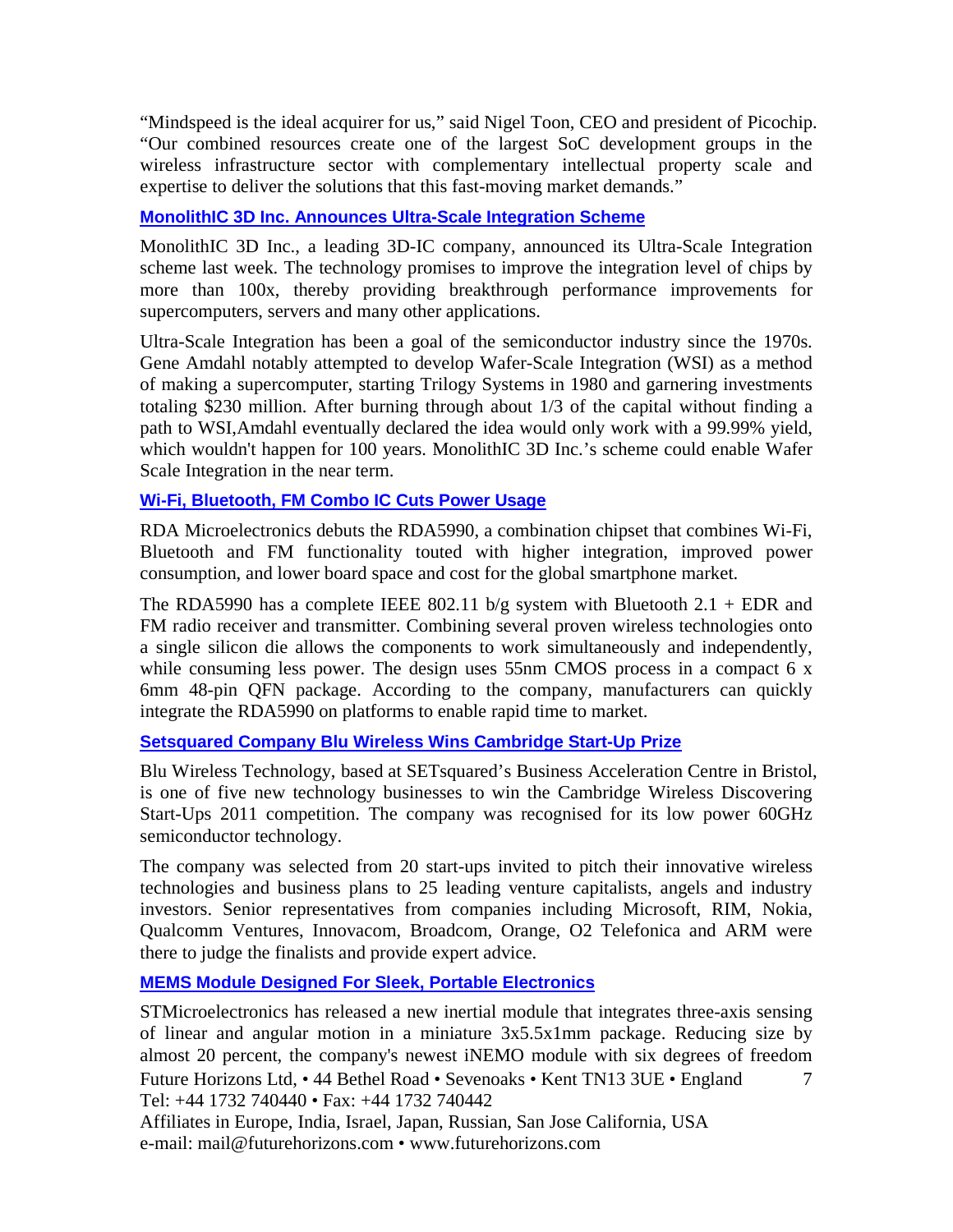"Mindspeed is the ideal acquirer for us," said Nigel Toon, CEO and president of Picochip. "Our combined resources create one of the largest SoC development groups in the wireless infrastructure sector with complementary intellectual property scale and expertise to deliver the solutions that this fast-moving market demands."

### MonolithIC 3D Inc. Announces Ultra-Scale Integration Scheme

MonolithIC 3D Inc., a leading 3D-IC company, announced its Ultra-Scale Integration scheme last week. The technology promises to improve the integration level of chips by more than 100x, thereby providing breakthrough performance improvements for supercomputers, servers and many other applications.

Ultra-Scale Integration has been a goal of the semiconductor industry since the 1970s. Gene Amdahl notably attempted to develop Wafer-Scale Integration (WSI) as a method of making a supercomputer, starting Trilogy Systems in 1980 and garnering investments totaling $230 million. After burning through about 1/3 of the capital without finding a path to WSI,Amdahl eventually declared the idea would only work with a 99.99% yield, which wouldn't happen for 100 years. MonolithIC 3D Inc.'s scheme could enable Wafer Scale Integration in the near term.

### Wi-Fi, Bluetooth, FM Combo IC Cuts Power Usage

RDA Microelectronics debuts the RDA5990, a combination chipset that combines Wi-Fi, Bluetooth and FM functionality touted with higher integration, improved power consumption, and lower board space and cost for the global smartphone market.

The RDA5990 has a complete IEEE 802.11 b/g system with Bluetooth 2.1 + EDR and FM radio receiver and transmitter. Combining several proven wireless technologies onto a single silicon die allows the components to work simultaneously and independently, while consuming less power. The design uses 55nm CMOS process in a compact 6 x 6mm 48-pin QFN package. According to the company, manufacturers can quickly integrate the RDA5990 on platforms to enable rapid time to market.

### Setsquared Company Blu Wireless Wins Cambridge Start-Up Prize

Blu Wireless Technology, based at SETsquared's Business Acceleration Centre in Bristol, is one of five new technology businesses to win the Cambridge Wireless Discovering Start-Ups 2011 competition. The company was recognised for its low power 60GHz semiconductor technology.

The company was selected from 20 start-ups invited to pitch their innovative wireless technologies and business plans to 25 leading venture capitalists, angels and industry investors. Senior representatives from companies including Microsoft, RIM, Nokia, Qualcomm Ventures, Innovacom, Broadcom, Orange, O2 Telefonica and ARM were there to judge the finalists and provide expert advice.

### MEMS Module Designed For Sleek, Portable Electronics

STMicroelectronics has released a new inertial module that integrates three-axis sensing of linear and angular motion in a miniature 3x5.5x1mm package. Reducing size by almost 20 percent, the company's newest iNEMO module with six degrees of freedom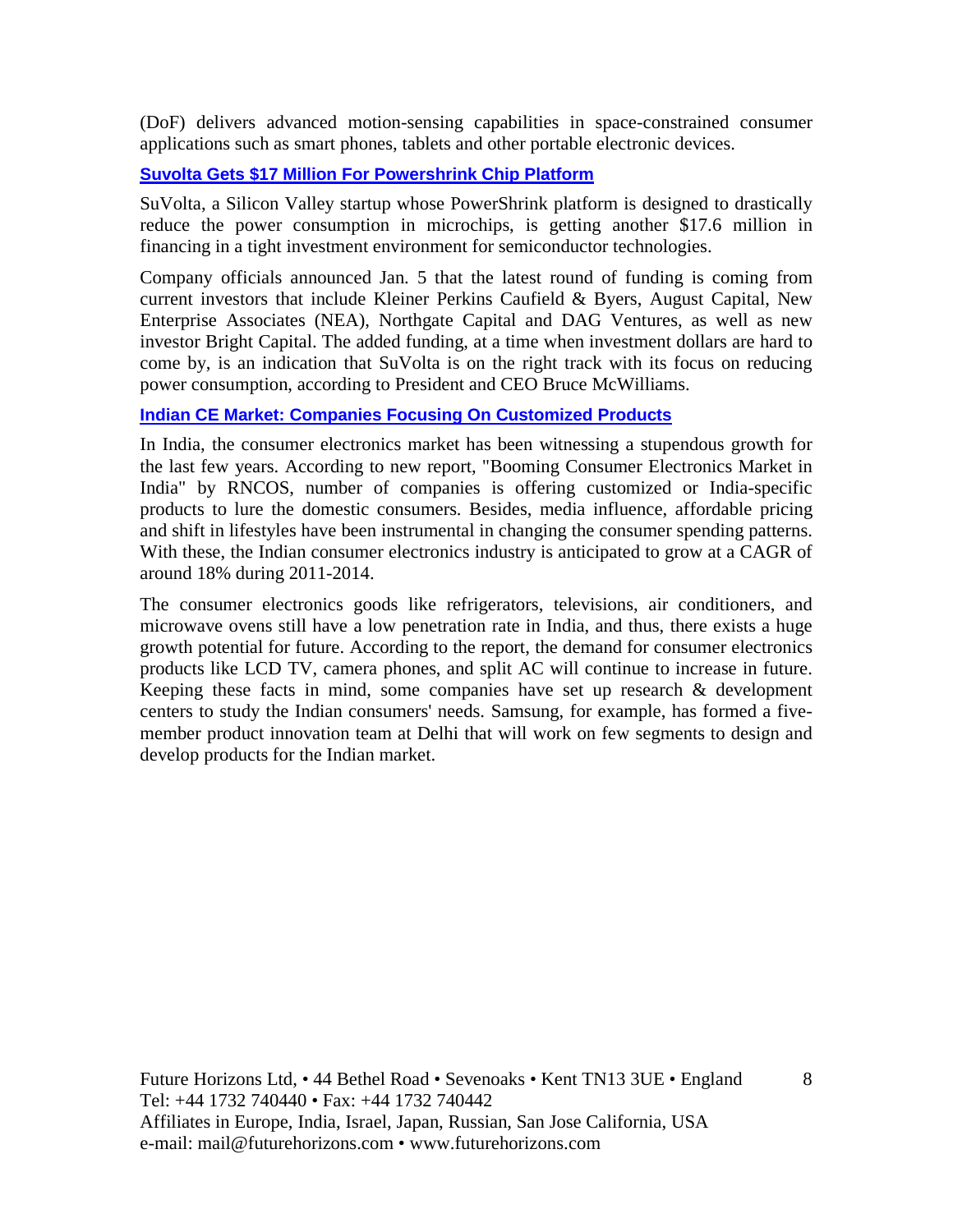(DoF) delivers advanced motion-sensing capabilities in space-constrained consumer applications such as smart phones, tablets and other portable electronic devices.

### Suvolta Gets $17 Million For Powershrink Chip Platform

SuVolta, a Silicon Valley startup whose PowerShrink platform is designed to drastically reduce the power consumption in microchips, is getting another $17.6 million in financing in a tight investment environment for semiconductor technologies.

Company officials announced Jan. 5 that the latest round of funding is coming from current investors that include Kleiner Perkins Caufield & Byers, August Capital, New Enterprise Associates (NEA), Northgate Capital and DAG Ventures, as well as new investor Bright Capital. The added funding, at a time when investment dollars are hard to come by, is an indication that SuVolta is on the right track with its focus on reducing power consumption, according to President and CEO Bruce McWilliams.

### Indian CE Market: Companies Focusing On Customized Products

In India, the consumer electronics market has been witnessing a stupendous growth for the last few years. According to new report, "Booming Consumer Electronics Market in India" by RNCOS, number of companies is offering customized or India-specific products to lure the domestic consumers. Besides, media influence, affordable pricing and shift in lifestyles have been instrumental in changing the consumer spending patterns. With these, the Indian consumer electronics industry is anticipated to grow at a CAGR of around 18% during 2011-2014.

The consumer electronics goods like refrigerators, televisions, air conditioners, and microwave ovens still have a low penetration rate in India, and thus, there exists a huge growth potential for future. According to the report, the demand for consumer electronics products like LCD TV, camera phones, and split AC will continue to increase in future. Keeping these facts in mind, some companies have set up research & development centers to study the Indian consumers' needs. Samsung, for example, has formed a five-member product innovation team at Delhi that will work on few segments to design and develop products for the Indian market.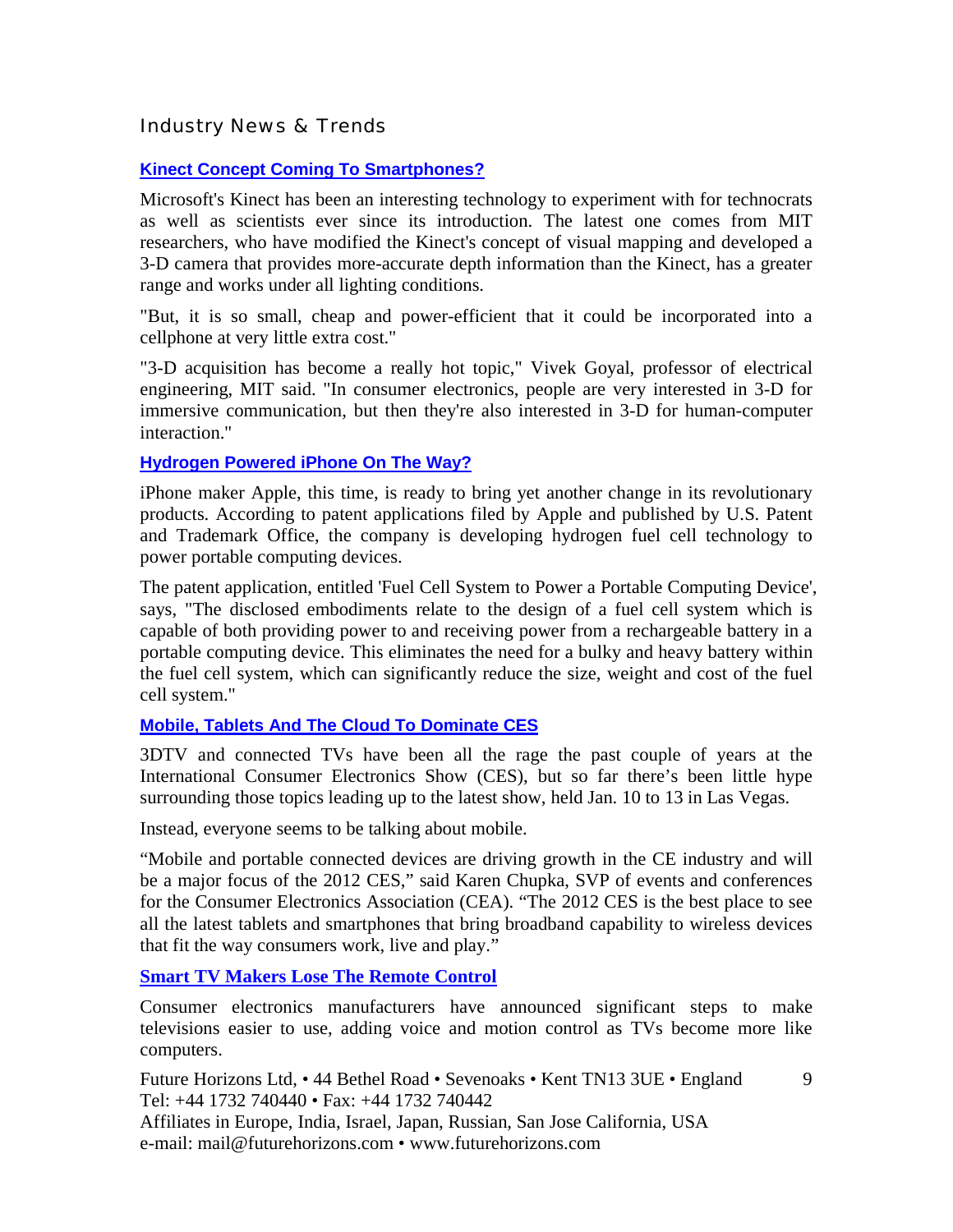## Industry News & Trends

### Kinect Concept Coming To Smartphones?

Microsoft's Kinect has been an interesting technology to experiment with for technocrats as well as scientists ever since its introduction. The latest one comes from MIT researchers, who have modified the Kinect's concept of visual mapping and developed a 3-D camera that provides more-accurate depth information than the Kinect, has a greater range and works under all lighting conditions.

"But, it is so small, cheap and power-efficient that it could be incorporated into a cellphone at very little extra cost."

"3-D acquisition has become a really hot topic," Vivek Goyal, professor of electrical engineering, MIT said. "In consumer electronics, people are very interested in 3-D for immersive communication, but then they're also interested in 3-D for human-computer interaction."

### Hydrogen Powered iPhone On The Way?

iPhone maker Apple, this time, is ready to bring yet another change in its revolutionary products. According to patent applications filed by Apple and published by U.S. Patent and Trademark Office, the company is developing hydrogen fuel cell technology to power portable computing devices.

The patent application, entitled 'Fuel Cell System to Power a Portable Computing Device', says, "The disclosed embodiments relate to the design of a fuel cell system which is capable of both providing power to and receiving power from a rechargeable battery in a portable computing device. This eliminates the need for a bulky and heavy battery within the fuel cell system, which can significantly reduce the size, weight and cost of the fuel cell system."

### Mobile, Tablets And The Cloud To Dominate CES

3DTV and connected TVs have been all the rage the past couple of years at the International Consumer Electronics Show (CES), but so far there's been little hype surrounding those topics leading up to the latest show, held Jan. 10 to 13 in Las Vegas.

Instead, everyone seems to be talking about mobile.

"Mobile and portable connected devices are driving growth in the CE industry and will be a major focus of the 2012 CES," said Karen Chupka, SVP of events and conferences for the Consumer Electronics Association (CEA). "The 2012 CES is the best place to see all the latest tablets and smartphones that bring broadband capability to wireless devices that fit the way consumers work, live and play."

### Smart TV Makers Lose The Remote Control

Consumer electronics manufacturers have announced significant steps to make televisions easier to use, adding voice and motion control as TVs become more like computers.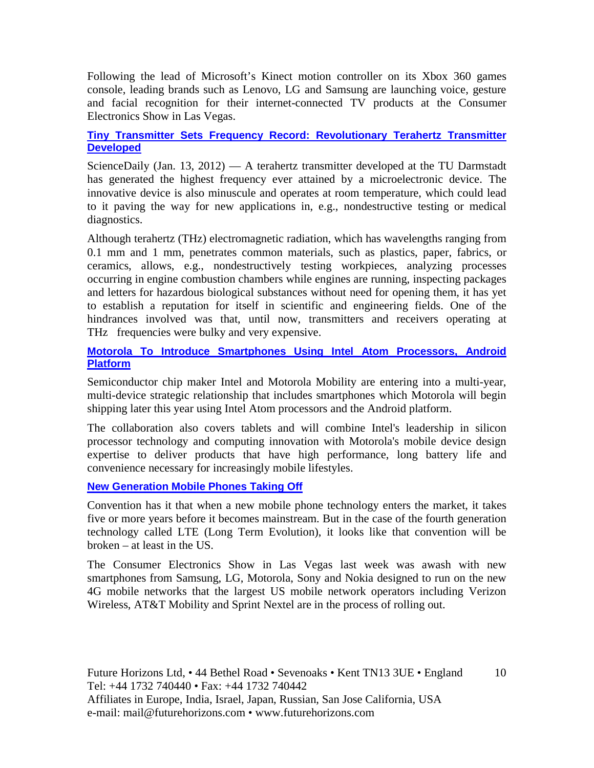Following the lead of Microsoft's Kinect motion controller on its Xbox 360 games console, leading brands such as Lenovo, LG and Samsung are launching voice, gesture and facial recognition for their internet-connected TV products at the Consumer Electronics Show in Las Vegas.

**[Tiny Transmitter Sets Frequency Record: Revolutionary Terahertz Transmitter Developed]**

ScienceDaily (Jan. 13, 2012) — A terahertz transmitter developed at the TU Darmstadt has generated the highest frequency ever attained by a microelectronic device. The innovative device is also minuscule and operates at room temperature, which could lead to it paving the way for new applications in, e.g., nondestructive testing or medical diagnostics.

Although terahertz (THz) electromagnetic radiation, which has wavelengths ranging from 0.1 mm and 1 mm, penetrates common materials, such as plastics, paper, fabrics, or ceramics, allows, e.g., nondestructively testing workpieces, analyzing processes occurring in engine combustion chambers while engines are running, inspecting packages and letters for hazardous biological substances without need for opening them, it has yet to establish a reputation for itself in scientific and engineering fields. One of the hindrances involved was that, until now, transmitters and receivers operating at THz frequencies were bulky and very expensive.

**[Motorola To Introduce Smartphones Using Intel Atom Processors, Android Platform]**

Semiconductor chip maker Intel and Motorola Mobility are entering into a multi-year, multi-device strategic relationship that includes smartphones which Motorola will begin shipping later this year using Intel Atom processors and the Android platform.

The collaboration also covers tablets and will combine Intel's leadership in silicon processor technology and computing innovation with Motorola's mobile device design expertise to deliver products that have high performance, long battery life and convenience necessary for increasingly mobile lifestyles.

**[New Generation Mobile Phones Taking Off]**

Convention has it that when a new mobile phone technology enters the market, it takes five or more years before it becomes mainstream. But in the case of the fourth generation technology called LTE (Long Term Evolution), it looks like that convention will be broken – at least in the US.

The Consumer Electronics Show in Las Vegas last week was awash with new smartphones from Samsung, LG, Motorola, Sony and Nokia designed to run on the new 4G mobile networks that the largest US mobile network operators including Verizon Wireless, AT&T Mobility and Sprint Nextel are in the process of rolling out.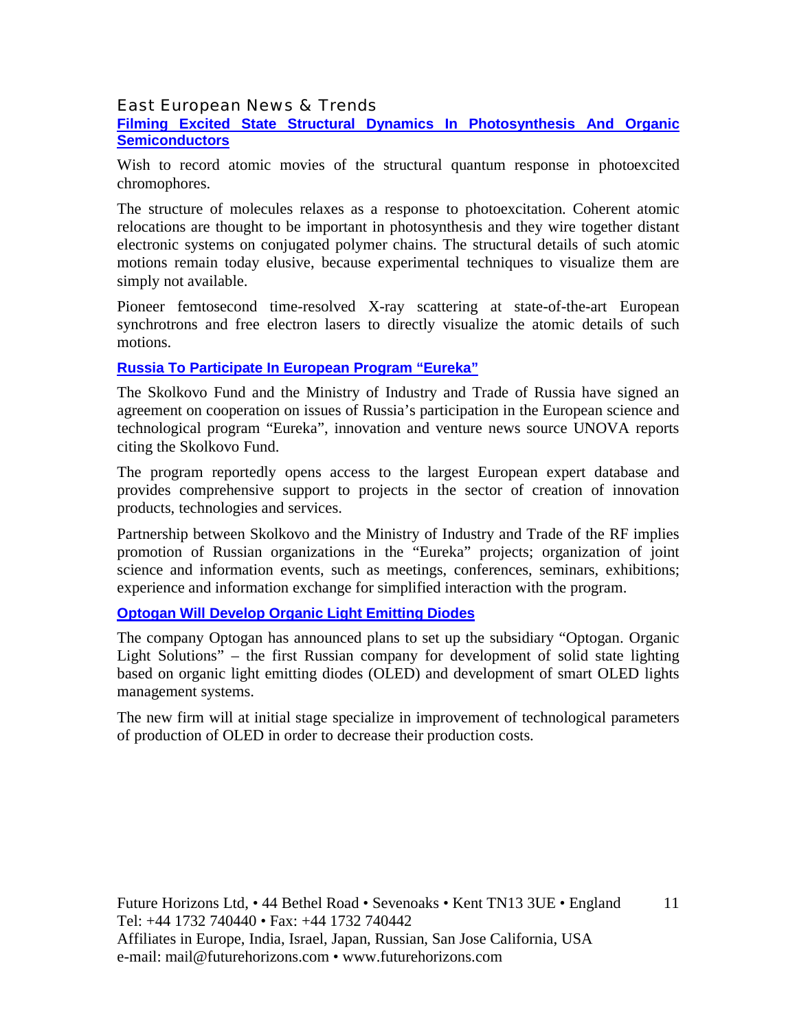## East European News & Trends

### [Filming Excited State Structural Dynamics In Photosynthesis And Organic Semiconductors]

Wish to record atomic movies of the structural quantum response in photoexcited chromophores.

The structure of molecules relaxes as a response to photoexcitation. Coherent atomic relocations are thought to be important in photosynthesis and they wire together distant electronic systems on conjugated polymer chains. The structural details of such atomic motions remain today elusive, because experimental techniques to visualize them are simply not available.

Pioneer femtosecond time-resolved X-ray scattering at state-of-the-art European synchrotrons and free electron lasers to directly visualize the atomic details of such motions.

### [Russia To Participate In European Program “Eureka”]

The Skolkovo Fund and the Ministry of Industry and Trade of Russia have signed an agreement on cooperation on issues of Russia’s participation in the European science and technological program “Eureka”, innovation and venture news source UNOVA reports citing the Skolkovo Fund.

The program reportedly opens access to the largest European expert database and provides comprehensive support to projects in the sector of creation of innovation products, technologies and services.

Partnership between Skolkovo and the Ministry of Industry and Trade of the RF implies promotion of Russian organizations in the “Eureka” projects; organization of joint science and information events, such as meetings, conferences, seminars, exhibitions; experience and information exchange for simplified interaction with the program.

### [Optogan Will Develop Organic Light Emitting Diodes]

The company Optogan has announced plans to set up the subsidiary “Optogan. Organic Light Solutions” – the first Russian company for development of solid state lighting based on organic light emitting diodes (OLED) and development of smart OLED lights management systems.

The new firm will at initial stage specialize in improvement of technological parameters of production of OLED in order to decrease their production costs.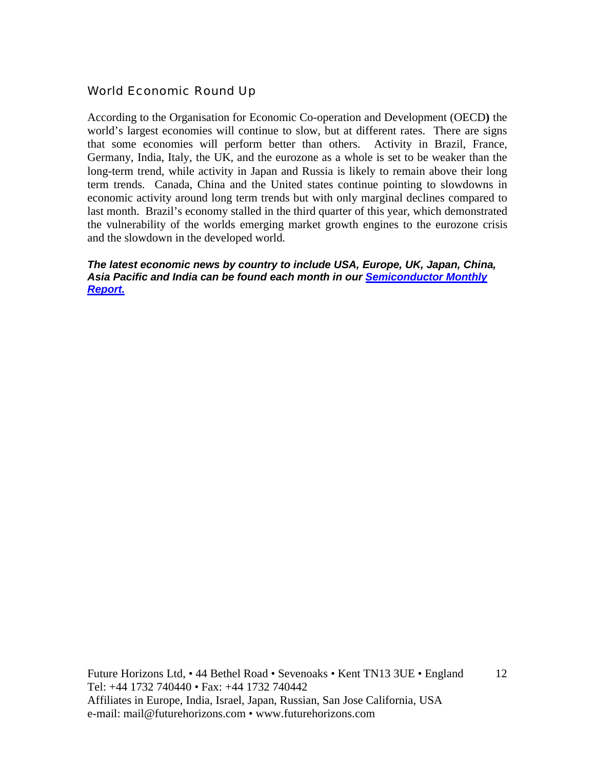## World Economic Round Up

According to the Organisation for Economic Co-operation and Development (OECD**)** the world's largest economies will continue to slow, but at different rates. There are signs that some economies will perform better than others. Activity in Brazil, France, Germany, India, Italy, the UK, and the eurozone as a whole is set to be weaker than the long-term trend, while activity in Japan and Russia is likely to remain above their long term trends. Canada, China and the United states continue pointing to slowdowns in economic activity around long term trends but with only marginal declines compared to last month. Brazil's economy stalled in the third quarter of this year, which demonstrated the vulnerability of the worlds emerging market growth engines to the eurozone crisis and the slowdown in the developed world.

***The latest economic news by country to include USA, Europe, UK, Japan, China, Asia Pacific and India can be found each month in our Semiconductor Monthly Report.***

Future Horizons Ltd, • 44 Bethel Road • Sevenoaks • Kent TN13 3UE • England
Tel: +44 1732 740440 • Fax: +44 1732 740442
Affiliates in Europe, India, Israel, Japan, Russian, San Jose California, USA
e-mail: mail@futurehorizons.com • www.futurehorizons.com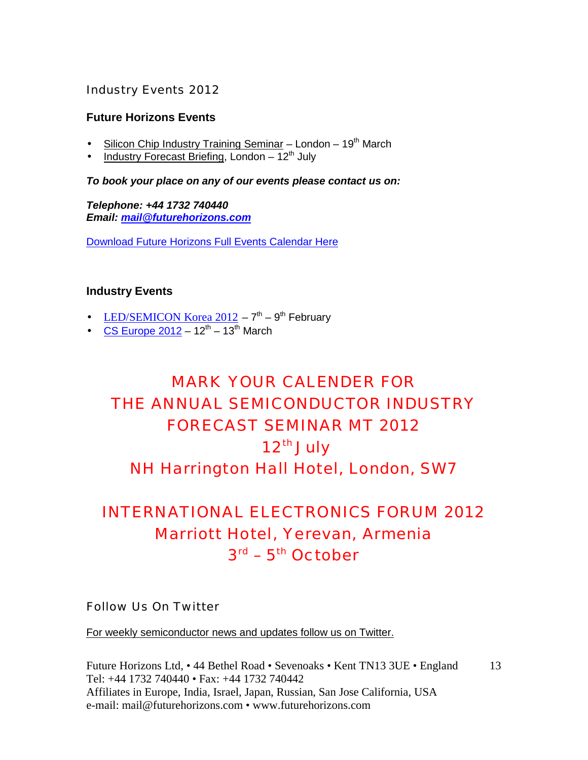## Industry Events 2012

### Future Horizons Events

- Silicon Chip Industry Training Seminar – London – 19th March
- Industry Forecast Briefing, London – 12th July

***To book your place on any of our events please contact us on:***

***Telephone: +44 1732 740440***
***Email: mail@futurehorizons.com***

Download Future Horizons Full Events Calendar Here

### Industry Events

- LED/SEMICON Korea 2012 – 7th – 9th February
- CS Europe 2012 – 12th – 13th March

MARK YOUR CALENDER FOR
THE ANNUAL SEMICONDUCTOR INDUSTRY
FORECAST SEMINAR MT 2012
12th July
NH Harrington Hall Hotel, London, SW7

INTERNATIONAL ELECTRONICS FORUM 2012
Marriott Hotel, Yerevan, Armenia
3rd – 5th October

## Follow Us On Twitter

For weekly semiconductor news and updates follow us on Twitter.

Future Horizons Ltd, • 44 Bethel Road • Sevenoaks • Kent TN13 3UE • England
Tel: +44 1732 740440 • Fax: +44 1732 740442
Affiliates in Europe, India, Israel, Japan, Russian, San Jose California, USA
e-mail: mail@futurehorizons.com • www.futurehorizons.com